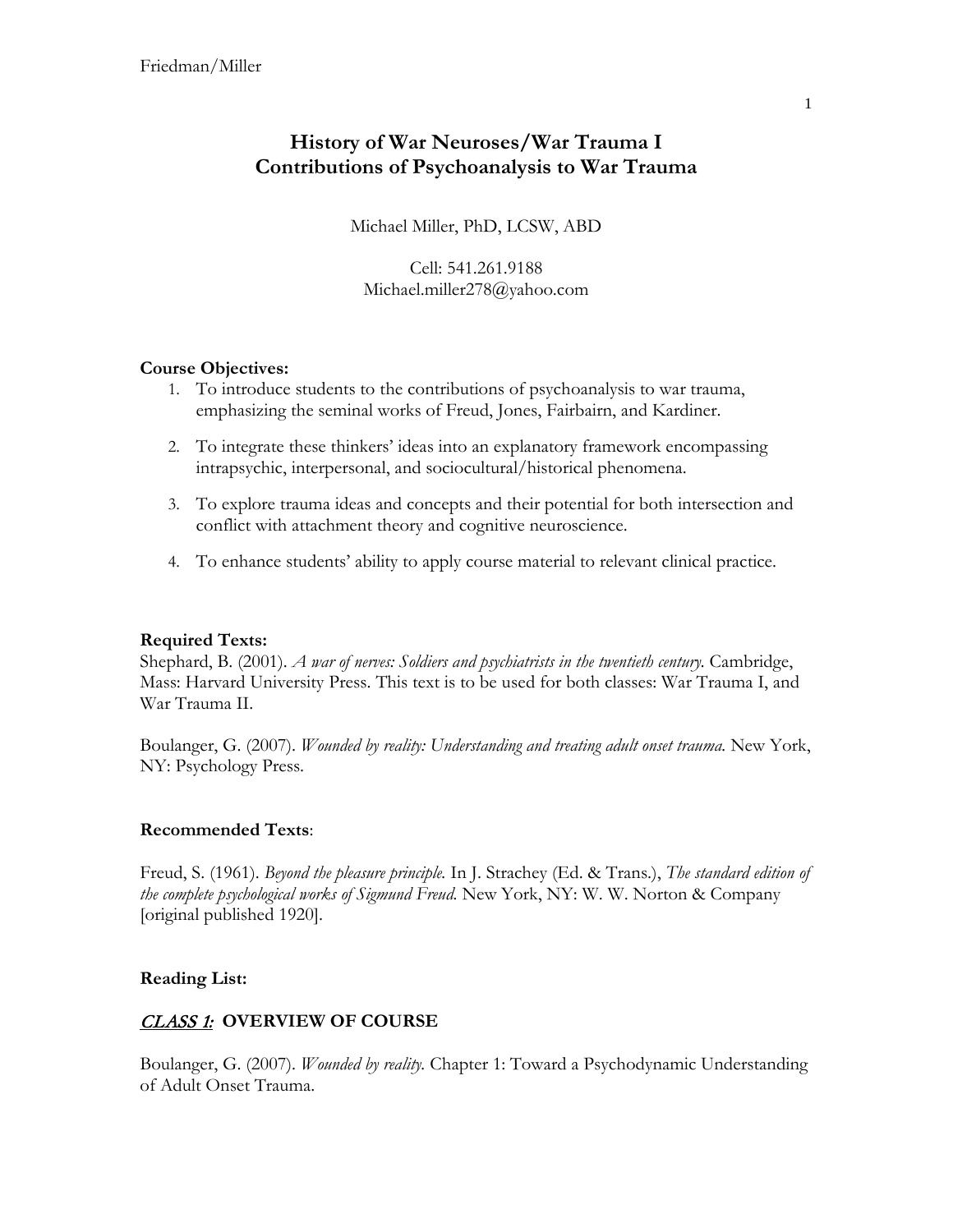# History of War Neuroses/War Trauma I
# Contributions of Psychoanalysis to War Trauma

Michael Miller, PhD, LCSW, ABD

Cell: 541.261.9188
Michael.miller278@yahoo.com

**Course Objectives:**

1. To introduce students to the contributions of psychoanalysis to war trauma, emphasizing the seminal works of Freud, Jones, Fairbairn, and Kardiner.
2. To integrate these thinkers' ideas into an explanatory framework encompassing intrapsychic, interpersonal, and sociocultural/historical phenomena.
3. To explore trauma ideas and concepts and their potential for both intersection and conflict with attachment theory and cognitive neuroscience.
4. To enhance students' ability to apply course material to relevant clinical practice.

**Required Texts:**

Shephard, B. (2001). *A war of nerves: Soldiers and psychiatrists in the twentieth century.* Cambridge, Mass: Harvard University Press. This text is to be used for both classes: War Trauma I, and War Trauma II.

Boulanger, G. (2007). *Wounded by reality: Understanding and treating adult onset trauma.* New York, NY: Psychology Press.

**Recommended Texts**:

Freud, S. (1961). *Beyond the pleasure principle.* In J. Strachey (Ed. & Trans.), *The standard edition of the complete psychological works of Sigmund Freud.* New York, NY: W. W. Norton & Company [original published 1920].

**Reading List:**

***CLASS 1:*** **OVERVIEW OF COURSE**

Boulanger, G. (2007). *Wounded by reality.* Chapter 1: Toward a Psychodynamic Understanding of Adult Onset Trauma.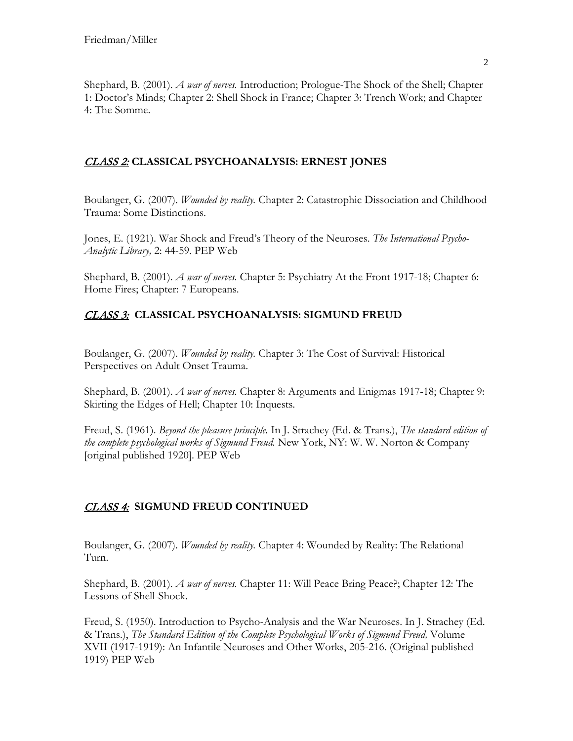Shephard, B. (2001). *A war of nerves.* Introduction; Prologue-The Shock of the Shell; Chapter 1: Doctor's Minds; Chapter 2: Shell Shock in France; Chapter 3: Trench Work; and Chapter 4: The Somme.

## *CLASS 2:* **CLASSICAL PSYCHOANALYSIS: ERNEST JONES**

Boulanger, G. (2007). *Wounded by reality.* Chapter 2: Catastrophic Dissociation and Childhood Trauma: Some Distinctions.

Jones, E. (1921). War Shock and Freud's Theory of the Neuroses. *The International Psycho-Analytic Library,* 2: 44-59. PEP Web

Shephard, B. (2001). *A war of nerves.* Chapter 5: Psychiatry At the Front 1917-18; Chapter 6: Home Fires; Chapter: 7 Europeans.

## *CLASS 3:* **CLASSICAL PSYCHOANALYSIS: SIGMUND FREUD**

Boulanger, G. (2007). *Wounded by reality.* Chapter 3: The Cost of Survival: Historical Perspectives on Adult Onset Trauma.

Shephard, B. (2001). *A war of nerves.* Chapter 8: Arguments and Enigmas 1917-18; Chapter 9: Skirting the Edges of Hell; Chapter 10: Inquests.

Freud, S. (1961). *Beyond the pleasure principle.* In J. Strachey (Ed. & Trans.), *The standard edition of the complete psychological works of Sigmund Freud.* New York, NY: W. W. Norton & Company [original published 1920]. PEP Web

## *CLASS 4:* **SIGMUND FREUD CONTINUED**

Boulanger, G. (2007). *Wounded by reality.* Chapter 4: Wounded by Reality: The Relational Turn.

Shephard, B. (2001). *A war of nerves.* Chapter 11: Will Peace Bring Peace?; Chapter 12: The Lessons of Shell-Shock.

Freud, S. (1950). Introduction to Psycho-Analysis and the War Neuroses. In J. Strachey (Ed. & Trans.), *The Standard Edition of the Complete Psychological Works of Sigmund Freud,* Volume XVII (1917-1919): An Infantile Neuroses and Other Works, 205-216. (Original published 1919) PEP Web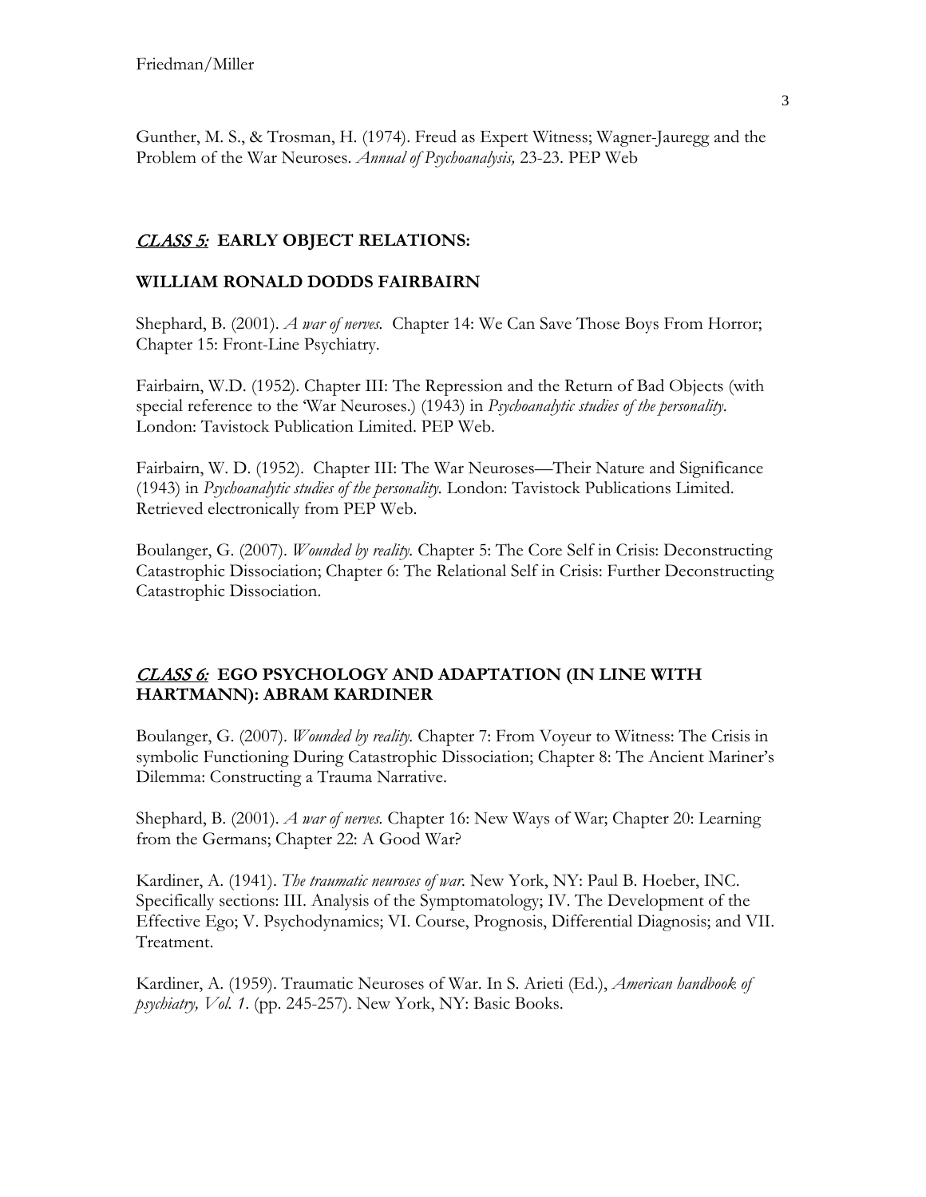Gunther, M. S., & Trosman, H. (1974). Freud as Expert Witness; Wagner-Jauregg and the Problem of the War Neuroses. *Annual of Psychoanalysis,* 23-23. PEP Web

## *CLASS 5:* EARLY OBJECT RELATIONS:

### WILLIAM RONALD DODDS FAIRBAIRN

Shephard, B. (2001). *A war of nerves.* Chapter 14: We Can Save Those Boys From Horror; Chapter 15: Front-Line Psychiatry.

Fairbairn, W.D. (1952). Chapter III: The Repression and the Return of Bad Objects (with special reference to the 'War Neuroses.) (1943) in *Psychoanalytic studies of the personality*. London: Tavistock Publication Limited. PEP Web.

Fairbairn, W. D. (1952). Chapter III: The War Neuroses—Their Nature and Significance (1943) in *Psychoanalytic studies of the personality.* London: Tavistock Publications Limited. Retrieved electronically from PEP Web.

Boulanger, G. (2007). *Wounded by reality.* Chapter 5: The Core Self in Crisis: Deconstructing Catastrophic Dissociation; Chapter 6: The Relational Self in Crisis: Further Deconstructing Catastrophic Dissociation.

## *CLASS 6:* EGO PSYCHOLOGY AND ADAPTATION (IN LINE WITH HARTMANN): ABRAM KARDINER

Boulanger, G. (2007). *Wounded by reality.* Chapter 7: From Voyeur to Witness: The Crisis in symbolic Functioning During Catastrophic Dissociation; Chapter 8: The Ancient Mariner's Dilemma: Constructing a Trauma Narrative.

Shephard, B. (2001). *A war of nerves.* Chapter 16: New Ways of War; Chapter 20: Learning from the Germans; Chapter 22: A Good War?

Kardiner, A. (1941). *The traumatic neuroses of war.* New York, NY: Paul B. Hoeber, INC. Specifically sections: III. Analysis of the Symptomatology; IV. The Development of the Effective Ego; V. Psychodynamics; VI. Course, Prognosis, Differential Diagnosis; and VII. Treatment.

Kardiner, A. (1959). Traumatic Neuroses of War. In S. Arieti (Ed.), *American handbook of psychiatry, Vol. 1*. (pp. 245-257). New York, NY: Basic Books.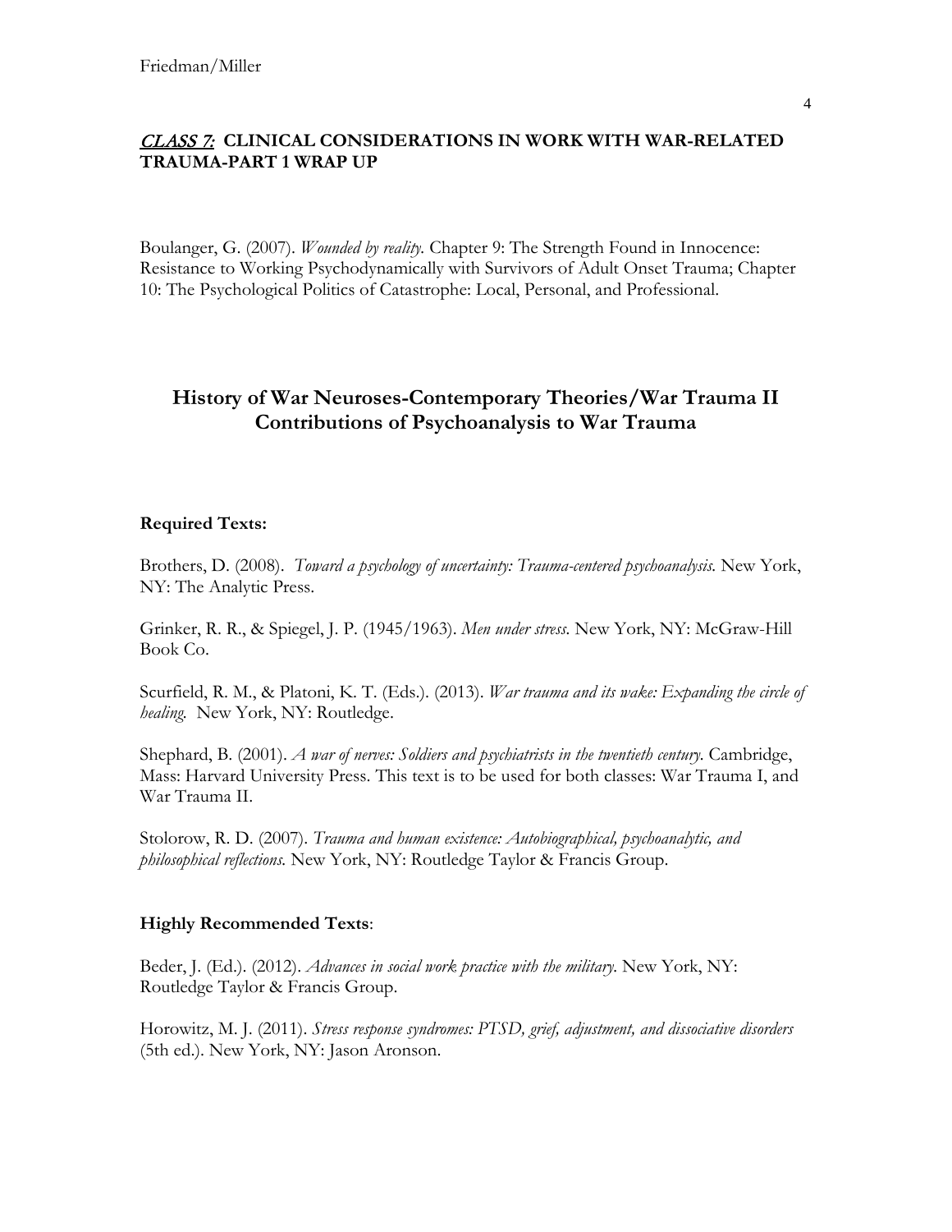***CLASS 7:* CLINICAL CONSIDERATIONS IN WORK WITH WAR-RELATED TRAUMA-PART 1 WRAP UP**

Boulanger, G. (2007). *Wounded by reality.* Chapter 9: The Strength Found in Innocence: Resistance to Working Psychodynamically with Survivors of Adult Onset Trauma; Chapter 10: The Psychological Politics of Catastrophe: Local, Personal, and Professional.

## History of War Neuroses-Contemporary Theories/War Trauma II Contributions of Psychoanalysis to War Trauma

**Required Texts:**

Brothers, D. (2008). *Toward a psychology of uncertainty: Trauma-centered psychoanalysis.* New York, NY: The Analytic Press.

Grinker, R. R., & Spiegel, J. P. (1945/1963). *Men under stress.* New York, NY: McGraw-Hill Book Co.

Scurfield, R. M., & Platoni, K. T. (Eds.). (2013). *War trauma and its wake: Expanding the circle of healing.* New York, NY: Routledge.

Shephard, B. (2001). *A war of nerves: Soldiers and psychiatrists in the twentieth century.* Cambridge, Mass: Harvard University Press. This text is to be used for both classes: War Trauma I, and War Trauma II.

Stolorow, R. D. (2007). *Trauma and human existence: Autobiographical, psychoanalytic, and philosophical reflections.* New York, NY: Routledge Taylor & Francis Group.

**Highly Recommended Texts**:

Beder, J. (Ed.). (2012). *Advances in social work practice with the military.* New York, NY: Routledge Taylor & Francis Group.

Horowitz, M. J. (2011). *Stress response syndromes: PTSD, grief, adjustment, and dissociative disorders* (5th ed.). New York, NY: Jason Aronson.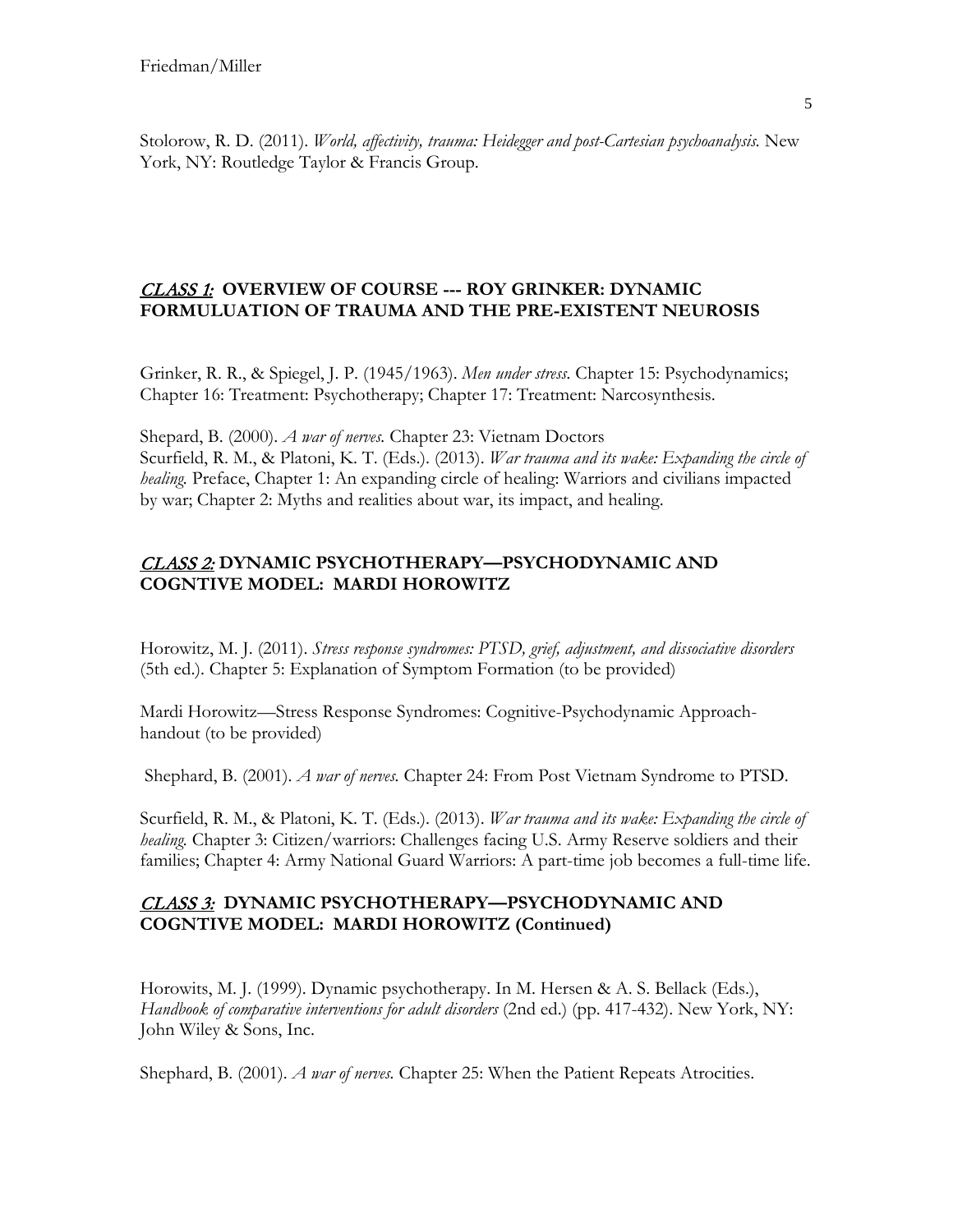Stolorow, R. D. (2011). *World, affectivity, trauma: Heidegger and post-Cartesian psychoanalysis.* New York, NY: Routledge Taylor & Francis Group.

## *CLASS 1:* **OVERVIEW OF COURSE --- ROY GRINKER: DYNAMIC FORMULUATION OF TRAUMA AND THE PRE-EXISTENT NEUROSIS**

Grinker, R. R., & Spiegel, J. P. (1945/1963). *Men under stress.* Chapter 15: Psychodynamics; Chapter 16: Treatment: Psychotherapy; Chapter 17: Treatment: Narcosynthesis.

Shepard, B. (2000). *A war of nerves.* Chapter 23: Vietnam Doctors
Scurfield, R. M., & Platoni, K. T. (Eds.). (2013). *War trauma and its wake: Expanding the circle of healing.* Preface, Chapter 1: An expanding circle of healing: Warriors and civilians impacted by war; Chapter 2: Myths and realities about war, its impact, and healing.

## *CLASS 2:* **DYNAMIC PSYCHOTHERAPY—PSYCHODYNAMIC AND COGNTIVE MODEL: MARDI HOROWITZ**

Horowitz, M. J. (2011). *Stress response syndromes: PTSD, grief, adjustment, and dissociative disorders* (5th ed.). Chapter 5: Explanation of Symptom Formation (to be provided)

Mardi Horowitz—Stress Response Syndromes: Cognitive-Psychodynamic Approach-handout (to be provided)

Shephard, B. (2001). *A war of nerves.* Chapter 24: From Post Vietnam Syndrome to PTSD.

Scurfield, R. M., & Platoni, K. T. (Eds.). (2013). *War trauma and its wake: Expanding the circle of healing.* Chapter 3: Citizen/warriors: Challenges facing U.S. Army Reserve soldiers and their families; Chapter 4: Army National Guard Warriors: A part-time job becomes a full-time life.

## *CLASS 3:* **DYNAMIC PSYCHOTHERAPY—PSYCHODYNAMIC AND COGNTIVE MODEL: MARDI HOROWITZ (Continued)**

Horowits, M. J. (1999). Dynamic psychotherapy. In M. Hersen & A. S. Bellack (Eds.), *Handbook of comparative interventions for adult disorders* (2nd ed.) (pp. 417-432). New York, NY: John Wiley & Sons, Inc.

Shephard, B. (2001). *A war of nerves.* Chapter 25: When the Patient Repeats Atrocities.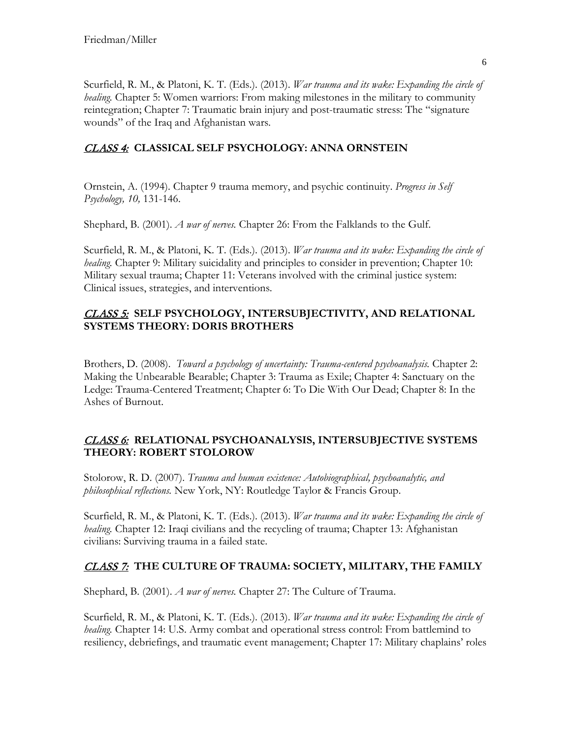Scurfield, R. M., & Platoni, K. T. (Eds.). (2013). *War trauma and its wake: Expanding the circle of healing.* Chapter 5: Women warriors: From making milestones in the military to community reintegration; Chapter 7: Traumatic brain injury and post-traumatic stress: The "signature wounds" of the Iraq and Afghanistan wars.

## *CLASS 4:* CLASSICAL SELF PSYCHOLOGY: ANNA ORNSTEIN

Ornstein, A. (1994). Chapter 9 trauma memory, and psychic continuity. *Progress in Self Psychology, 10,* 131-146.

Shephard, B. (2001). *A war of nerves.* Chapter 26: From the Falklands to the Gulf.

Scurfield, R. M., & Platoni, K. T. (Eds.). (2013). *War trauma and its wake: Expanding the circle of healing.* Chapter 9: Military suicidality and principles to consider in prevention; Chapter 10: Military sexual trauma; Chapter 11: Veterans involved with the criminal justice system: Clinical issues, strategies, and interventions.

## *CLASS 5:* SELF PSYCHOLOGY, INTERSUBJECTIVITY, AND RELATIONAL SYSTEMS THEORY: DORIS BROTHERS

Brothers, D. (2008). *Toward a psychology of uncertainty: Trauma-centered psychoanalysis.* Chapter 2: Making the Unbearable Bearable; Chapter 3: Trauma as Exile; Chapter 4: Sanctuary on the Ledge: Trauma-Centered Treatment; Chapter 6: To Die With Our Dead; Chapter 8: In the Ashes of Burnout.

## *CLASS 6:* RELATIONAL PSYCHOANALYSIS, INTERSUBJECTIVE SYSTEMS THEORY: ROBERT STOLOROW

Stolorow, R. D. (2007). *Trauma and human existence: Autobiographical, psychoanalytic, and philosophical reflections.* New York, NY: Routledge Taylor & Francis Group.

Scurfield, R. M., & Platoni, K. T. (Eds.). (2013). *War trauma and its wake: Expanding the circle of healing.* Chapter 12: Iraqi civilians and the recycling of trauma; Chapter 13: Afghanistan civilians: Surviving trauma in a failed state.

## *CLASS 7:* THE CULTURE OF TRAUMA: SOCIETY, MILITARY, THE FAMILY

Shephard, B. (2001). *A war of nerves.* Chapter 27: The Culture of Trauma.

Scurfield, R. M., & Platoni, K. T. (Eds.). (2013). *War trauma and its wake: Expanding the circle of healing.* Chapter 14: U.S. Army combat and operational stress control: From battlemind to resiliency, debriefings, and traumatic event management; Chapter 17: Military chaplains' roles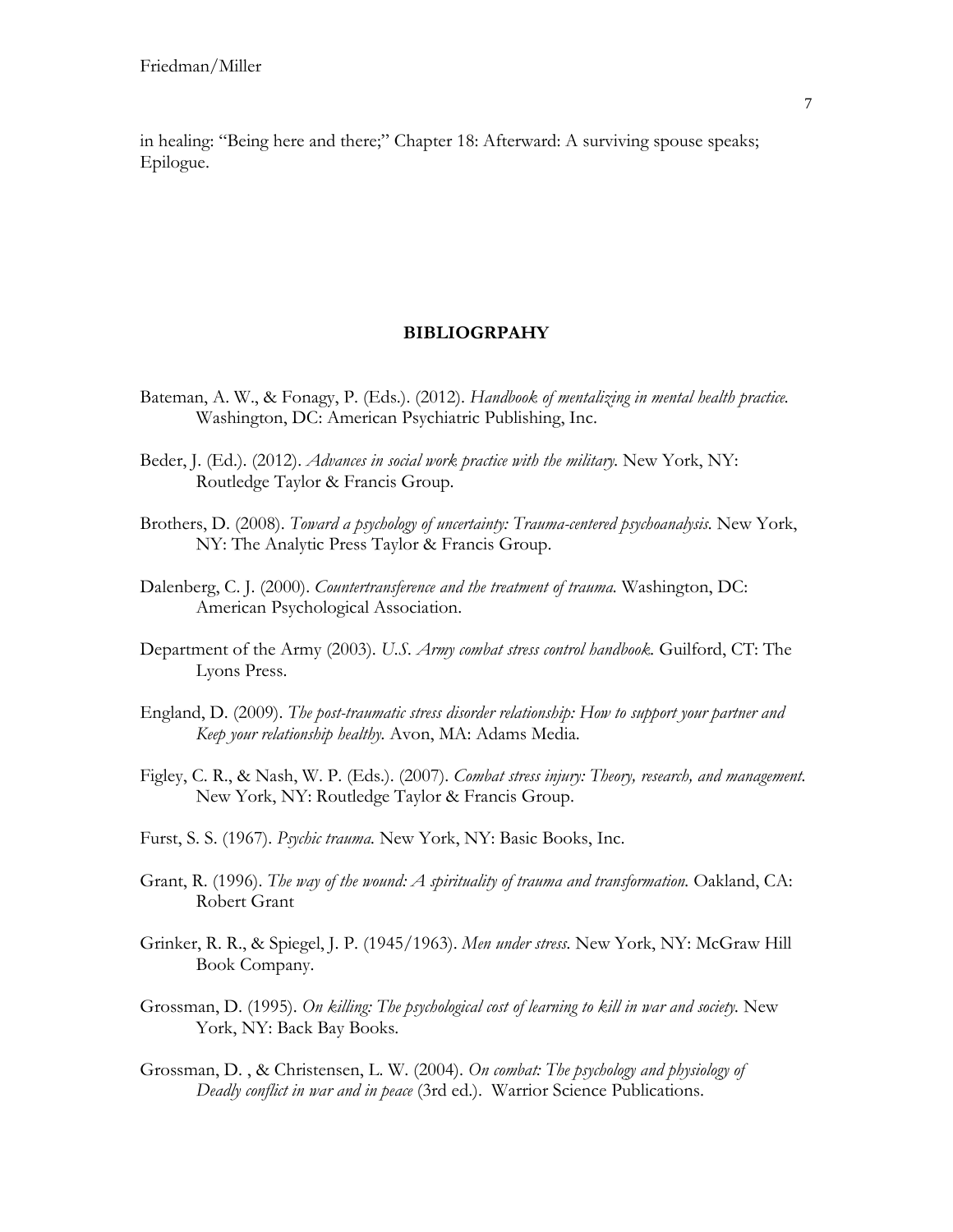in healing: "Being here and there;" Chapter 18: Afterward: A surviving spouse speaks; Epilogue.

## BIBLIOGRPAHY

Bateman, A. W., & Fonagy, P. (Eds.). (2012). *Handbook of mentalizing in mental health practice.* Washington, DC: American Psychiatric Publishing, Inc.

Beder, J. (Ed.). (2012). *Advances in social work practice with the military.* New York, NY: Routledge Taylor & Francis Group.

Brothers, D. (2008). *Toward a psychology of uncertainty: Trauma-centered psychoanalysis.* New York, NY: The Analytic Press Taylor & Francis Group.

Dalenberg, C. J. (2000). *Countertransference and the treatment of trauma.* Washington, DC: American Psychological Association.

Department of the Army (2003). *U.S. Army combat stress control handbook.* Guilford, CT: The Lyons Press.

England, D. (2009). *The post-traumatic stress disorder relationship: How to support your partner and Keep your relationship healthy.* Avon, MA: Adams Media.

Figley, C. R., & Nash, W. P. (Eds.). (2007). *Combat stress injury: Theory, research, and management.* New York, NY: Routledge Taylor & Francis Group.

Furst, S. S. (1967). *Psychic trauma.* New York, NY: Basic Books, Inc.

Grant, R. (1996). *The way of the wound: A spirituality of trauma and transformation.* Oakland, CA: Robert Grant

Grinker, R. R., & Spiegel, J. P. (1945/1963). *Men under stress.* New York, NY: McGraw Hill Book Company.

Grossman, D. (1995). *On killing: The psychological cost of learning to kill in war and society.* New York, NY: Back Bay Books.

Grossman, D. , & Christensen, L. W. (2004). *On combat: The psychology and physiology of Deadly conflict in war and in peace* (3rd ed.). Warrior Science Publications.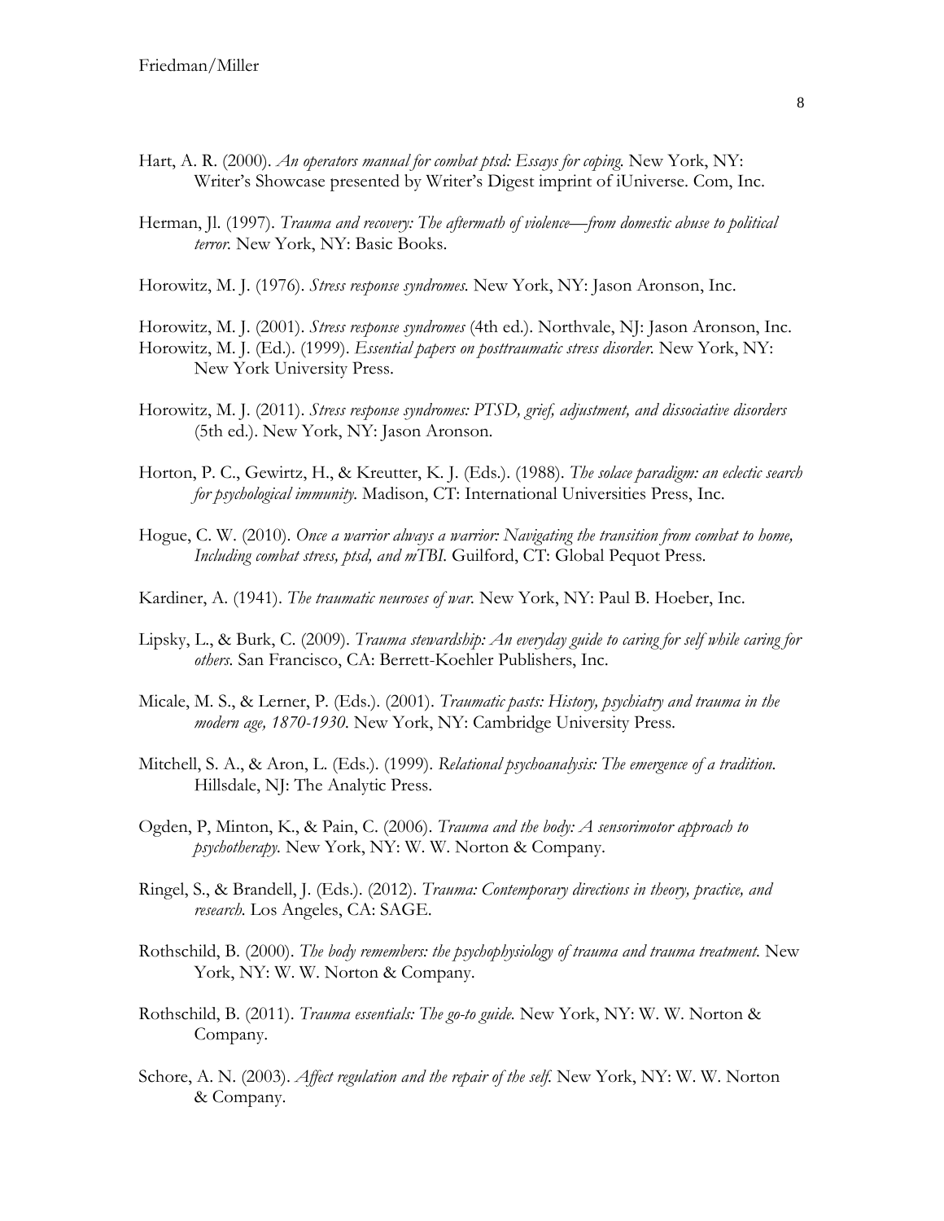Hart, A. R. (2000). *An operators manual for combat ptsd: Essays for coping.* New York, NY: Writer's Showcase presented by Writer's Digest imprint of iUniverse. Com, Inc.

Herman, Jl. (1997). *Trauma and recovery: The aftermath of violence—from domestic abuse to political terror.* New York, NY: Basic Books.

Horowitz, M. J. (1976). *Stress response syndromes.* New York, NY: Jason Aronson, Inc.

Horowitz, M. J. (2001). *Stress response syndromes* (4th ed.). Northvale, NJ: Jason Aronson, Inc.

Horowitz, M. J. (Ed.). (1999). *Essential papers on posttraumatic stress disorder.* New York, NY: New York University Press.

Horowitz, M. J. (2011). *Stress response syndromes: PTSD, grief, adjustment, and dissociative disorders* (5th ed.). New York, NY: Jason Aronson.

Horton, P. C., Gewirtz, H., & Kreutter, K. J. (Eds.). (1988). *The solace paradigm: an eclectic search for psychological immunity.* Madison, CT: International Universities Press, Inc.

Hogue, C. W. (2010). *Once a warrior always a warrior: Navigating the transition from combat to home, Including combat stress, ptsd, and mTBI.* Guilford, CT: Global Pequot Press.

Kardiner, A. (1941). *The traumatic neuroses of war.* New York, NY: Paul B. Hoeber, Inc.

Lipsky, L., & Burk, C. (2009). *Trauma stewardship: An everyday guide to caring for self while caring for others.* San Francisco, CA: Berrett-Koehler Publishers, Inc.

Micale, M. S., & Lerner, P. (Eds.). (2001). *Traumatic pasts: History, psychiatry and trauma in the modern age, 1870-1930.* New York, NY: Cambridge University Press.

Mitchell, S. A., & Aron, L. (Eds.). (1999). *Relational psychoanalysis: The emergence of a tradition.* Hillsdale, NJ: The Analytic Press.

Ogden, P, Minton, K., & Pain, C. (2006). *Trauma and the body: A sensorimotor approach to psychotherapy.* New York, NY: W. W. Norton & Company.

Ringel, S., & Brandell, J. (Eds.). (2012). *Trauma: Contemporary directions in theory, practice, and research.* Los Angeles, CA: SAGE.

Rothschild, B. (2000). *The body remembers: the psychophysiology of trauma and trauma treatment.* New York, NY: W. W. Norton & Company.

Rothschild, B. (2011). *Trauma essentials: The go-to guide.* New York, NY: W. W. Norton & Company.

Schore, A. N. (2003). *Affect regulation and the repair of the self.* New York, NY: W. W. Norton & Company.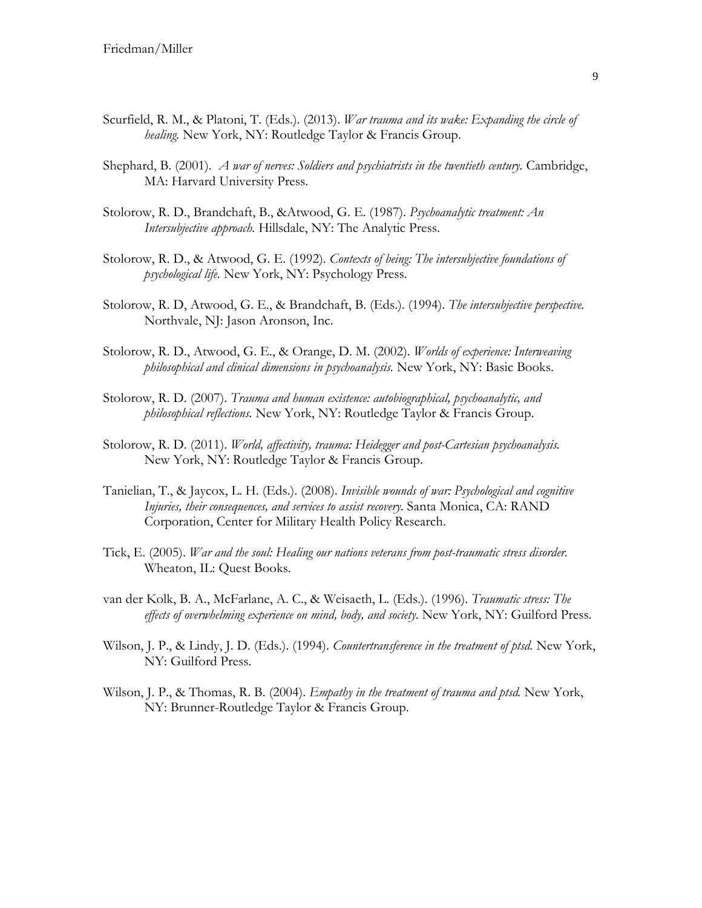Scurfield, R. M., & Platoni, T. (Eds.). (2013). *War trauma and its wake: Expanding the circle of healing.* New York, NY: Routledge Taylor & Francis Group.

Shephard, B. (2001). *A war of nerves: Soldiers and psychiatrists in the twentieth century.* Cambridge, MA: Harvard University Press.

Stolorow, R. D., Brandchaft, B., &Atwood, G. E. (1987). *Psychoanalytic treatment: An Intersubjective approach.* Hillsdale, NY: The Analytic Press.

Stolorow, R. D., & Atwood, G. E. (1992). *Contexts of being: The intersubjective foundations of psychological life.* New York, NY: Psychology Press.

Stolorow, R. D, Atwood, G. E., & Brandchaft, B. (Eds.). (1994). *The intersubjective perspective.* Northvale, NJ: Jason Aronson, Inc.

Stolorow, R. D., Atwood, G. E., & Orange, D. M. (2002). *Worlds of experience: Interweaving philosophical and clinical dimensions in psychoanalysis.* New York, NY: Basic Books.

Stolorow, R. D. (2007). *Trauma and human existence: autobiographical, psychoanalytic, and philosophical reflections.* New York, NY: Routledge Taylor & Francis Group.

Stolorow, R. D. (2011). *World, affectivity, trauma: Heidegger and post-Cartesian psychoanalysis.* New York, NY: Routledge Taylor & Francis Group.

Tanielian, T., & Jaycox, L. H. (Eds.). (2008). *Invisible wounds of war: Psychological and cognitive Injuries, their consequences, and services to assist recovery.* Santa Monica, CA: RAND Corporation, Center for Military Health Policy Research.

Tick, E. (2005). *War and the soul: Healing our nations veterans from post-traumatic stress disorder.* Wheaton, IL: Quest Books.

van der Kolk, B. A., McFarlane, A. C., & Weisaeth, L. (Eds.). (1996). *Traumatic stress: The effects of overwhelming experience on mind, body, and society.* New York, NY: Guilford Press.

Wilson, J. P., & Lindy, J. D. (Eds.). (1994). *Countertransference in the treatment of ptsd.* New York, NY: Guilford Press.

Wilson, J. P., & Thomas, R. B. (2004). *Empathy in the treatment of trauma and ptsd.* New York, NY: Brunner-Routledge Taylor & Francis Group.